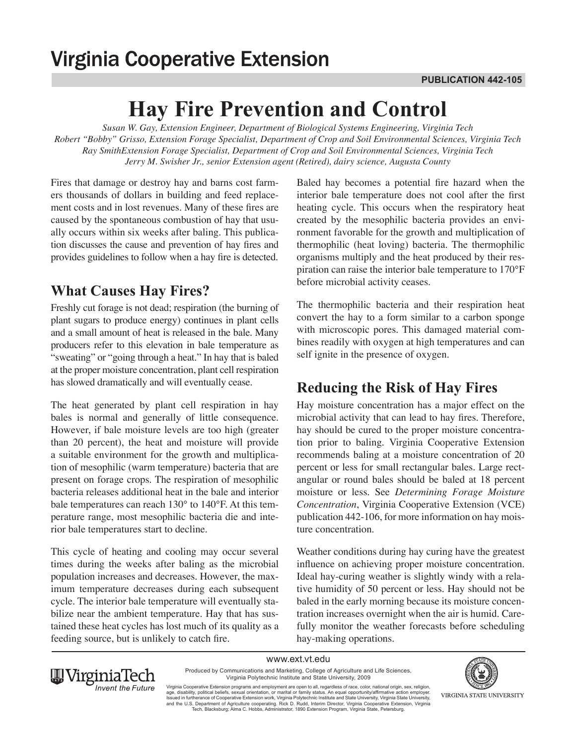Virginia Cooperative Extension

PUBLICATION 442-105

# Hay Fire Prevention and Control

*Susan W. Gay, Extension Engineer, Department of Biological Systems Engineering, Virginia Tech*
*Robert "Bobby" Grisso, Extension Forage Specialist, Department of Crop and Soil Environmental Sciences, Virginia Tech*
*Ray SmithExtension Forage Specialist, Department of Crop and Soil Environmental Sciences, Virginia Tech*
*Jerry M. Swisher Jr., senior Extension agent (Retired), dairy science, Augusta County*

Fires that damage or destroy hay and barns cost farmers thousands of dollars in building and feed replacement costs and in lost revenues. Many of these fires are caused by the spontaneous combustion of hay that usually occurs within six weeks after baling. This publication discusses the cause and prevention of hay fires and provides guidelines to follow when a hay fire is detected.

## What Causes Hay Fires?

Freshly cut forage is not dead; respiration (the burning of plant sugars to produce energy) continues in plant cells and a small amount of heat is released in the bale. Many producers refer to this elevation in bale temperature as "sweating" or "going through a heat." In hay that is baled at the proper moisture concentration, plant cell respiration has slowed dramatically and will eventually cease.

The heat generated by plant cell respiration in hay bales is normal and generally of little consequence. However, if bale moisture levels are too high (greater than 20 percent), the heat and moisture will provide a suitable environment for the growth and multiplication of mesophilic (warm temperature) bacteria that are present on forage crops. The respiration of mesophilic bacteria releases additional heat in the bale and interior bale temperatures can reach 130° to 140°F. At this temperature range, most mesophilic bacteria die and interior bale temperatures start to decline.

This cycle of heating and cooling may occur several times during the weeks after baling as the microbial population increases and decreases. However, the maximum temperature decreases during each subsequent cycle. The interior bale temperature will eventually stabilize near the ambient temperature. Hay that has sustained these heat cycles has lost much of its quality as a feeding source, but is unlikely to catch fire.

Baled hay becomes a potential fire hazard when the interior bale temperature does not cool after the first heating cycle. This occurs when the respiratory heat created by the mesophilic bacteria provides an environment favorable for the growth and multiplication of thermophilic (heat loving) bacteria. The thermophilic organisms multiply and the heat produced by their respiration can raise the interior bale temperature to 170°F before microbial activity ceases.

The thermophilic bacteria and their respiration heat convert the hay to a form similar to a carbon sponge with microscopic pores. This damaged material combines readily with oxygen at high temperatures and can self ignite in the presence of oxygen.

## Reducing the Risk of Hay Fires

Hay moisture concentration has a major effect on the microbial activity that can lead to hay fires. Therefore, hay should be cured to the proper moisture concentration prior to baling. Virginia Cooperative Extension recommends baling at a moisture concentration of 20 percent or less for small rectangular bales. Large rectangular or round bales should be baled at 18 percent moisture or less. See *Determining Forage Moisture Concentration*, Virginia Cooperative Extension (VCE) publication 442-106, for more information on hay moisture concentration.

Weather conditions during hay curing have the greatest influence on achieving proper moisture concentration. Ideal hay-curing weather is slightly windy with a relative humidity of 50 percent or less. Hay should not be baled in the early morning because its moisture concentration increases overnight when the air is humid. Carefully monitor the weather forecasts before scheduling hay-making operations.

www.ext.vt.edu

Produced by Communications and Marketing, College of Agriculture and Life Sciences, Virginia Polytechnic Institute and State University, 2009

Virginia Cooperative Extension programs and employment are open to all, regardless of race, color, national origin, sex, religion, age, disability, political beliefs, sexual orientation, or marital or family status. An equal opportunity/affirmative action employer. Issued in furtherance of Cooperative Extension work, Virginia Polytechnic Institute and State University, Virginia State University, and the U.S. Department of Agriculture cooperating. Rick D. Rudd, Interim Director, Virginia Cooperative Extension, Virginia Tech, Blacksburg; Alma C. Hobbs, Administrator, 1890 Extension Program, Virginia State, Petersburg.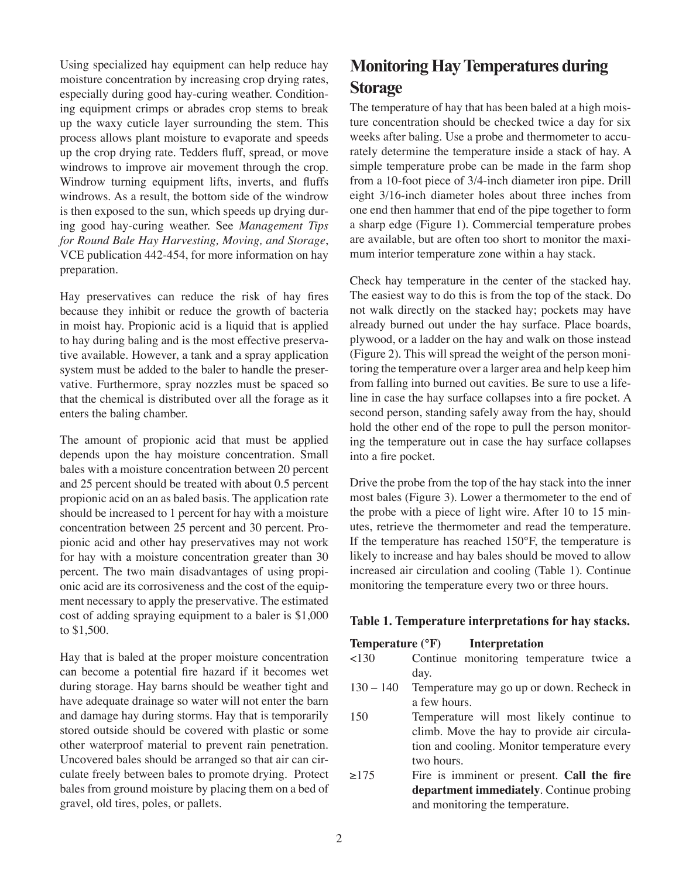Using specialized hay equipment can help reduce hay moisture concentration by increasing crop drying rates, especially during good hay-curing weather. Conditioning equipment crimps or abrades crop stems to break up the waxy cuticle layer surrounding the stem. This process allows plant moisture to evaporate and speeds up the crop drying rate. Tedders fluff, spread, or move windrows to improve air movement through the crop. Windrow turning equipment lifts, inverts, and fluffs windrows. As a result, the bottom side of the windrow is then exposed to the sun, which speeds up drying during good hay-curing weather. See *Management Tips for Round Bale Hay Harvesting, Moving, and Storage*, VCE publication 442-454, for more information on hay preparation.

Hay preservatives can reduce the risk of hay fires because they inhibit or reduce the growth of bacteria in moist hay. Propionic acid is a liquid that is applied to hay during baling and is the most effective preservative available. However, a tank and a spray application system must be added to the baler to handle the preservative. Furthermore, spray nozzles must be spaced so that the chemical is distributed over all the forage as it enters the baling chamber.

The amount of propionic acid that must be applied depends upon the hay moisture concentration. Small bales with a moisture concentration between 20 percent and 25 percent should be treated with about 0.5 percent propionic acid on an as baled basis. The application rate should be increased to 1 percent for hay with a moisture concentration between 25 percent and 30 percent. Propionic acid and other hay preservatives may not work for hay with a moisture concentration greater than 30 percent. The two main disadvantages of using propionic acid are its corrosiveness and the cost of the equipment necessary to apply the preservative. The estimated cost of adding spraying equipment to a baler is $1,000 to $1,500.

Hay that is baled at the proper moisture concentration can become a potential fire hazard if it becomes wet during storage. Hay barns should be weather tight and have adequate drainage so water will not enter the barn and damage hay during storms. Hay that is temporarily stored outside should be covered with plastic or some other waterproof material to prevent rain penetration. Uncovered bales should be arranged so that air can circulate freely between bales to promote drying. Protect bales from ground moisture by placing them on a bed of gravel, old tires, poles, or pallets.

## Monitoring Hay Temperatures during Storage

The temperature of hay that has been baled at a high moisture concentration should be checked twice a day for six weeks after baling. Use a probe and thermometer to accurately determine the temperature inside a stack of hay. A simple temperature probe can be made in the farm shop from a 10-foot piece of 3/4-inch diameter iron pipe. Drill eight 3/16-inch diameter holes about three inches from one end then hammer that end of the pipe together to form a sharp edge (Figure 1). Commercial temperature probes are available, but are often too short to monitor the maximum interior temperature zone within a hay stack.

Check hay temperature in the center of the stacked hay. The easiest way to do this is from the top of the stack. Do not walk directly on the stacked hay; pockets may have already burned out under the hay surface. Place boards, plywood, or a ladder on the hay and walk on those instead (Figure 2). This will spread the weight of the person monitoring the temperature over a larger area and help keep him from falling into burned out cavities. Be sure to use a lifeline in case the hay surface collapses into a fire pocket. A second person, standing safely away from the hay, should hold the other end of the rope to pull the person monitoring the temperature out in case the hay surface collapses into a fire pocket.

Drive the probe from the top of the hay stack into the inner most bales (Figure 3). Lower a thermometer to the end of the probe with a piece of light wire. After 10 to 15 minutes, retrieve the thermometer and read the temperature. If the temperature has reached 150°F, the temperature is likely to increase and hay bales should be moved to allow increased air circulation and cooling (Table 1). Continue monitoring the temperature every two or three hours.

**Table 1. Temperature interpretations for hay stacks.**

| Temperature (°F) | Interpretation |
|---|---|
| <130 | Continue monitoring temperature twice a day. |
| 130 – 140 | Temperature may go up or down. Recheck in a few hours. |
| 150 | Temperature will most likely continue to climb. Move the hay to provide air circulation and cooling. Monitor temperature every two hours. |
| ≥175 | Fire is imminent or present. **Call the fire department immediately**. Continue probing and monitoring the temperature. |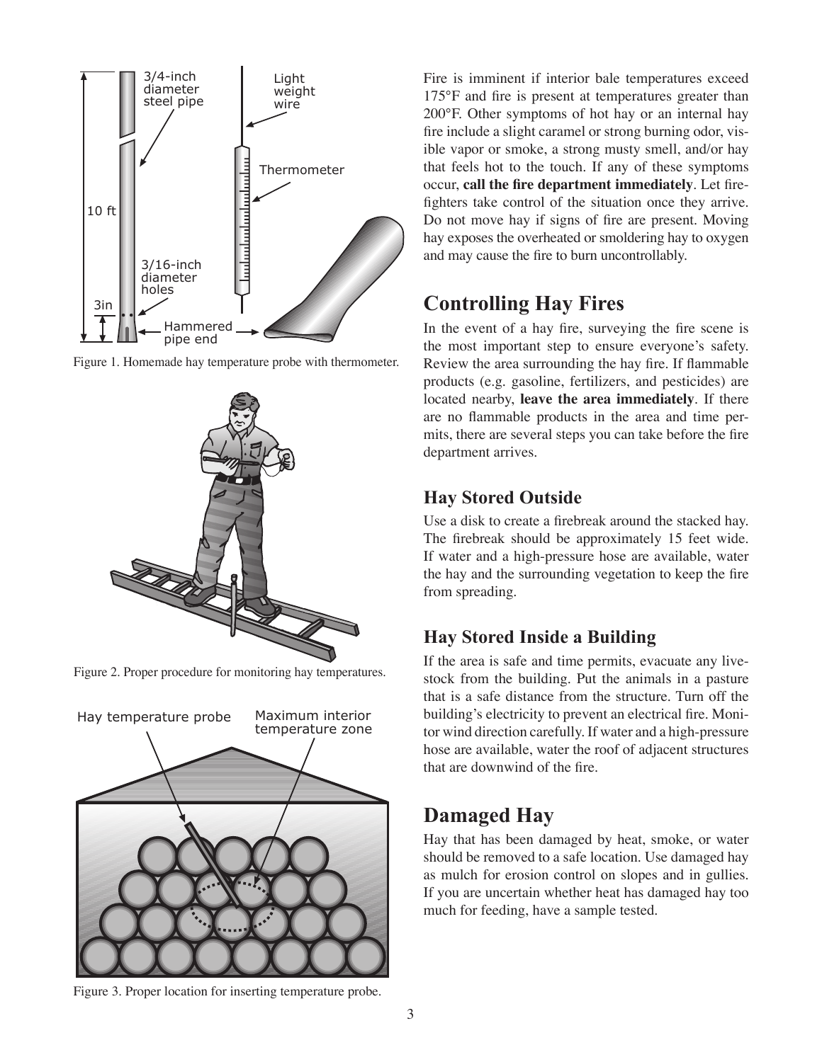Figure 1. Homemade hay temperature probe with thermometer.

Figure 2. Proper procedure for monitoring hay temperatures.

Figure 3. Proper location for inserting temperature probe.

Fire is imminent if interior bale temperatures exceed 175°F and fire is present at temperatures greater than 200°F. Other symptoms of hot hay or an internal hay fire include a slight caramel or strong burning odor, visible vapor or smoke, a strong musty smell, and/or hay that feels hot to the touch. If any of these symptoms occur, **call the fire department immediately**. Let firefighters take control of the situation once they arrive. Do not move hay if signs of fire are present. Moving hay exposes the overheated or smoldering hay to oxygen and may cause the fire to burn uncontrollably.

## Controlling Hay Fires

In the event of a hay fire, surveying the fire scene is the most important step to ensure everyone's safety. Review the area surrounding the hay fire. If flammable products (e.g. gasoline, fertilizers, and pesticides) are located nearby, **leave the area immediately**. If there are no flammable products in the area and time permits, there are several steps you can take before the fire department arrives.

### Hay Stored Outside

Use a disk to create a firebreak around the stacked hay. The firebreak should be approximately 15 feet wide. If water and a high-pressure hose are available, water the hay and the surrounding vegetation to keep the fire from spreading.

### Hay Stored Inside a Building

If the area is safe and time permits, evacuate any livestock from the building. Put the animals in a pasture that is a safe distance from the structure. Turn off the building's electricity to prevent an electrical fire. Monitor wind direction carefully. If water and a high-pressure hose are available, water the roof of adjacent structures that are downwind of the fire.

## Damaged Hay

Hay that has been damaged by heat, smoke, or water should be removed to a safe location. Use damaged hay as mulch for erosion control on slopes and in gullies. If you are uncertain whether heat has damaged hay too much for feeding, have a sample tested.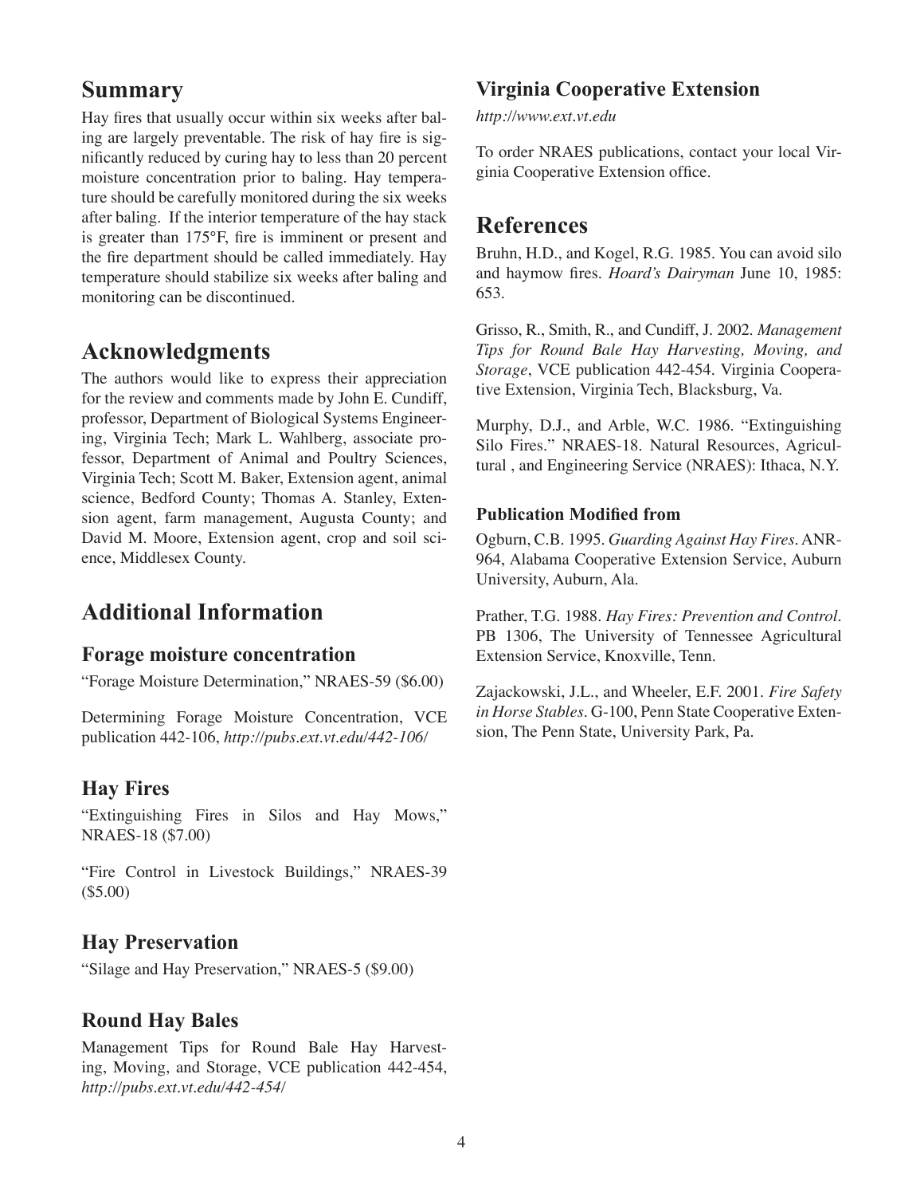## Summary

Hay fires that usually occur within six weeks after baling are largely preventable. The risk of hay fire is significantly reduced by curing hay to less than 20 percent moisture concentration prior to baling. Hay temperature should be carefully monitored during the six weeks after baling. If the interior temperature of the hay stack is greater than 175°F, fire is imminent or present and the fire department should be called immediately. Hay temperature should stabilize six weeks after baling and monitoring can be discontinued.

## Acknowledgments

The authors would like to express their appreciation for the review and comments made by John E. Cundiff, professor, Department of Biological Systems Engineering, Virginia Tech; Mark L. Wahlberg, associate professor, Department of Animal and Poultry Sciences, Virginia Tech; Scott M. Baker, Extension agent, animal science, Bedford County; Thomas A. Stanley, Extension agent, farm management, Augusta County; and David M. Moore, Extension agent, crop and soil science, Middlesex County.

## Additional Information

### Forage moisture concentration

"Forage Moisture Determination," NRAES-59 ($6.00)

Determining Forage Moisture Concentration, VCE publication 442-106, *http://pubs.ext.vt.edu/442-106/*

### Hay Fires

"Extinguishing Fires in Silos and Hay Mows," NRAES-18 ($7.00)

"Fire Control in Livestock Buildings," NRAES-39 ($5.00)

### Hay Preservation

"Silage and Hay Preservation," NRAES-5 ($9.00)

### Round Hay Bales

Management Tips for Round Bale Hay Harvesting, Moving, and Storage, VCE publication 442-454, *http://pubs.ext.vt.edu/442-454/*

### Virginia Cooperative Extension

*http://www.ext.vt.edu*

To order NRAES publications, contact your local Virginia Cooperative Extension office.

## References

Bruhn, H.D., and Kogel, R.G. 1985. You can avoid silo and haymow fires. *Hoard's Dairyman* June 10, 1985: 653.

Grisso, R., Smith, R., and Cundiff, J. 2002. *Management Tips for Round Bale Hay Harvesting, Moving, and Storage*, VCE publication 442-454. Virginia Cooperative Extension, Virginia Tech, Blacksburg, Va.

Murphy, D.J., and Arble, W.C. 1986. "Extinguishing Silo Fires." NRAES-18. Natural Resources, Agricultural , and Engineering Service (NRAES): Ithaca, N.Y.

#### Publication Modified from

Ogburn, C.B. 1995. *Guarding Against Hay Fires*. ANR-964, Alabama Cooperative Extension Service, Auburn University, Auburn, Ala.

Prather, T.G. 1988. *Hay Fires: Prevention and Control*. PB 1306, The University of Tennessee Agricultural Extension Service, Knoxville, Tenn.

Zajackowski, J.L., and Wheeler, E.F. 2001. *Fire Safety in Horse Stables*. G-100, Penn State Cooperative Extension, The Penn State, University Park, Pa.